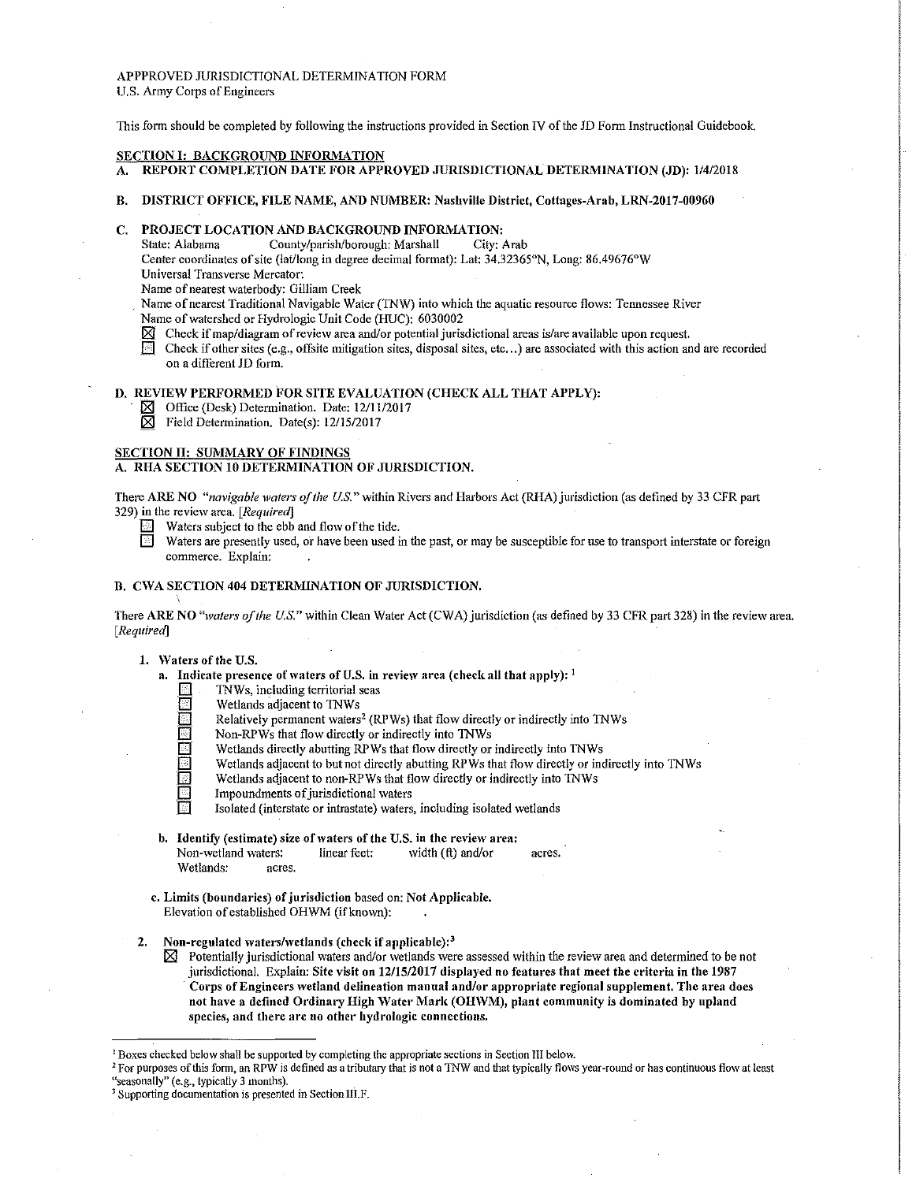APPPROVED JURISDICTIONAL DETERMINATION FORM
U.S. Army Corps of Engineers

This form should be completed by following the instructions provided in Section IV of the JD Form Instructional Guidebook.

## SECTION I: BACKGROUND INFORMATION

**A. REPORT COMPLETION DATE FOR APPROVED JURISDICTIONAL DETERMINATION (JD): 1/4/2018**

**B. DISTRICT OFFICE, FILE NAME, AND NUMBER: Nashville District, Cottages-Arab, LRN-2017-00960**

**C. PROJECT LOCATION AND BACKGROUND INFORMATION:**

State: Alabama County/parish/borough: Marshall City: Arab
Center coordinates of site (lat/long in degree decimal format): Lat: 34.32365°N, Long: 86.49676°W
Universal Transverse Mercator:
Name of nearest waterbody: Gilliam Creek
Name of nearest Traditional Navigable Water (TNW) into which the aquatic resource flows: Tennessee River
Name of watershed or Hydrologic Unit Code (HUC): 6030002

☒ Check if map/diagram of review area and/or potential jurisdictional areas is/are available upon request.
☐ Check if other sites (e.g., offsite mitigation sites, disposal sites, etc...) are associated with this action and are recorded on a different JD form.

**D. REVIEW PERFORMED FOR SITE EVALUATION (CHECK ALL THAT APPLY):**

☒ Office (Desk) Determination. Date: 12/11/2017
☒ Field Determination. Date(s): 12/15/2017

## SECTION II: SUMMARY OF FINDINGS

**A. RHA SECTION 10 DETERMINATION OF JURISDICTION.**

There ARE NO *"navigable waters of the U.S."* within Rivers and Harbors Act (RHA) jurisdiction (as defined by 33 CFR part 329) in the review area. *[Required]*

☐ Waters subject to the ebb and flow of the tide.
☐ Waters are presently used, or have been used in the past, or may be susceptible for use to transport interstate or foreign commerce. Explain:

**B. CWA SECTION 404 DETERMINATION OF JURISDICTION.**

There ARE NO *"waters of the U.S."* within Clean Water Act (CWA) jurisdiction (as defined by 33 CFR part 328) in the review area. *[Required]*

**1. Waters of the U.S.**

**a. Indicate presence of waters of U.S. in review area (check all that apply):** [1]

☐ TNWs, including territorial seas
☐ Wetlands adjacent to TNWs
☐ Relatively permanent waters[2] (RPWs) that flow directly or indirectly into TNWs
☐ Non-RPWs that flow directly or indirectly into TNWs
☐ Wetlands directly abutting RPWs that flow directly or indirectly into TNWs
☐ Wetlands adjacent to but not directly abutting RPWs that flow directly or indirectly into TNWs
☐ Wetlands adjacent to non-RPWs that flow directly or indirectly into TNWs
☐ Impoundments of jurisdictional waters
☐ Isolated (interstate or intrastate) waters, including isolated wetlands

**b. Identify (estimate) size of waters of the U.S. in the review area:**

Non-wetland waters: linear feet: width (ft) and/or acres.
Wetlands: acres.

**c. Limits (boundaries) of jurisdiction** based on: **Not Applicable.**
Elevation of established OHWM (if known):

**2. Non-regulated waters/wetlands (check if applicable):**[3]

☒ Potentially jurisdictional waters and/or wetlands were assessed within the review area and determined to be not jurisdictional. Explain: **Site visit on 12/15/2017 displayed no features that meet the criteria in the 1987 Corps of Engineers wetland delineation manual and/or appropriate regional supplement. The area does not have a defined Ordinary High Water Mark (OHWM), plant community is dominated by upland species, and there are no other hydrologic connections.**

---

[1] Boxes checked below shall be supported by completing the appropriate sections in Section III below.
[2] For purposes of this form, an RPW is defined as a tributary that is not a TNW and that typically flows year-round or has continuous flow at least "seasonally" (e.g., typically 3 months).
[3] Supporting documentation is presented in Section III.F.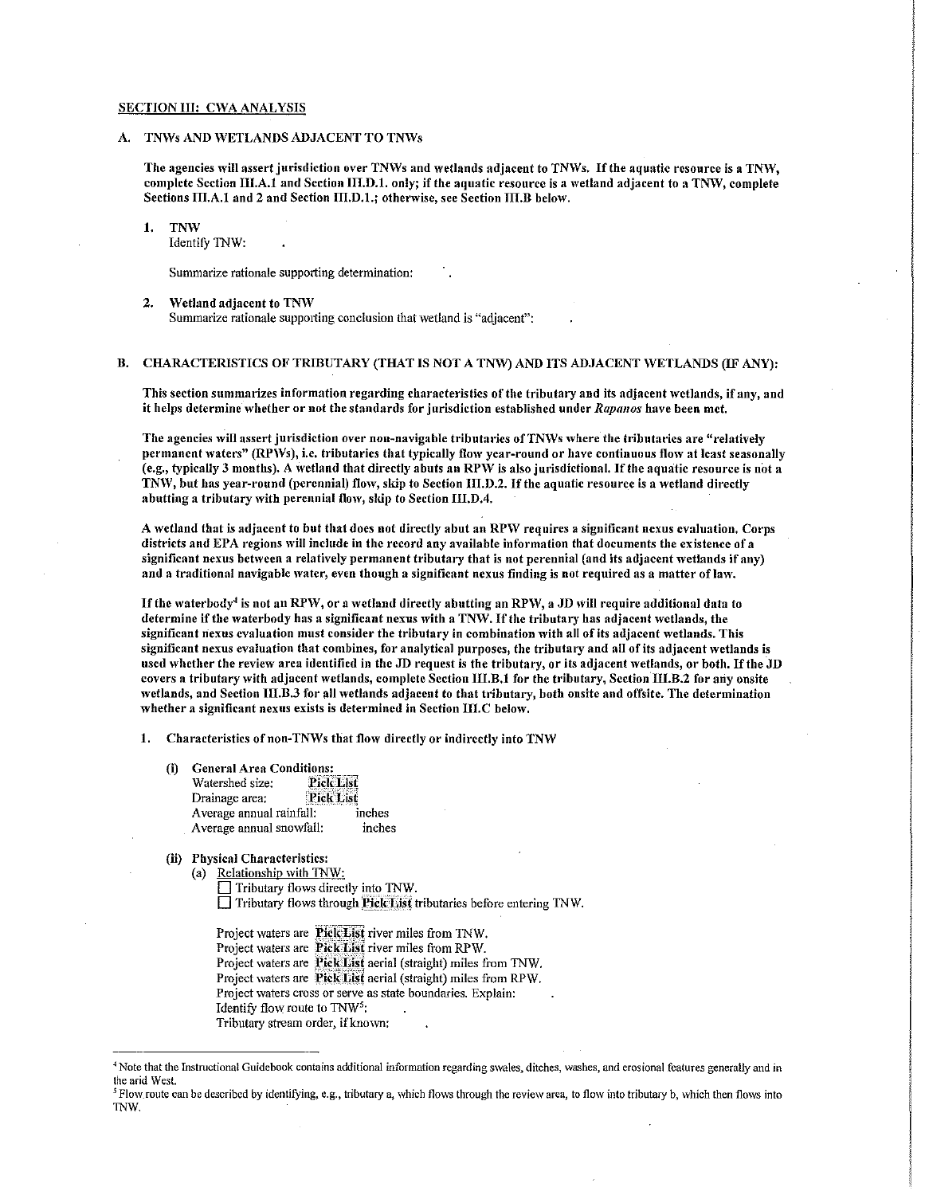## SECTION III: CWA ANALYSIS

### A. TNWs AND WETLANDS ADJACENT TO TNWs

**The agencies will assert jurisdiction over TNWs and wetlands adjacent to TNWs. If the aquatic resource is a TNW, complete Section III.A.1 and Section III.D.1. only; if the aquatic resource is a wetland adjacent to a TNW, complete Sections III.A.1 and 2 and Section III.D.1.; otherwise, see Section III.B below.**

1. **TNW**
   Identify TNW: .

   Summarize rationale supporting determination: .

2. **Wetland adjacent to TNW**
   Summarize rationale supporting conclusion that wetland is "adjacent": .

### B. CHARACTERISTICS OF TRIBUTARY (THAT IS NOT A TNW) AND ITS ADJACENT WETLANDS (IF ANY):

**This section summarizes information regarding characteristics of the tributary and its adjacent wetlands, if any, and it helps determine whether or not the standards for jurisdiction established under *Rapanos* have been met.**

**The agencies will assert jurisdiction over non-navigable tributaries of TNWs where the tributaries are "relatively permanent waters" (RPWs), i.e. tributaries that typically flow year-round or have continuous flow at least seasonally (e.g., typically 3 months). A wetland that directly abuts an RPW is also jurisdictional. If the aquatic resource is not a TNW, but has year-round (perennial) flow, skip to Section III.D.2. If the aquatic resource is a wetland directly abutting a tributary with perennial flow, skip to Section III.D.4.**

**A wetland that is adjacent to but that does not directly abut an RPW requires a significant nexus evaluation. Corps districts and EPA regions will include in the record any available information that documents the existence of a significant nexus between a relatively permanent tributary that is not perennial (and its adjacent wetlands if any) and a traditional navigable water, even though a significant nexus finding is not required as a matter of law.**

**If the waterbody[4] is not an RPW, or a wetland directly abutting an RPW, a JD will require additional data to determine if the waterbody has a significant nexus with a TNW. If the tributary has adjacent wetlands, the significant nexus evaluation must consider the tributary in combination with all of its adjacent wetlands. This significant nexus evaluation that combines, for analytical purposes, the tributary and all of its adjacent wetlands is used whether the review area identified in the JD request is the tributary, or its adjacent wetlands, or both. If the JD covers a tributary with adjacent wetlands, complete Section III.B.1 for the tributary, Section III.B.2 for any onsite wetlands, and Section III.B.3 for all wetlands adjacent to that tributary, both onsite and offsite. The determination whether a significant nexus exists is determined in Section III.C below.**

1. **Characteristics of non-TNWs that flow directly or indirectly into TNW**

   (i) **General Area Conditions:**
   Watershed size: Pick List
   Drainage area: Pick List
   Average annual rainfall: inches
   Average annual snowfall: inches

   (ii) **Physical Characteristics:**
   (a) Relationship with TNW:
   ☐ Tributary flows directly into TNW.
   ☐ Tributary flows through Pick List tributaries before entering TNW.

   Project waters are Pick List river miles from TNW.
   Project waters are Pick List river miles from RPW.
   Project waters are Pick List aerial (straight) miles from TNW.
   Project waters are Pick List aerial (straight) miles from RPW.
   Project waters cross or serve as state boundaries. Explain: .
   Identify flow route to TNW[5]: .
   Tributary stream order, if known: .

---

[4] Note that the Instructional Guidebook contains additional information regarding swales, ditches, washes, and erosional features generally and in the arid West.

[5] Flow route can be described by identifying, e.g., tributary a, which flows through the review area, to flow into tributary b, which then flows into TNW.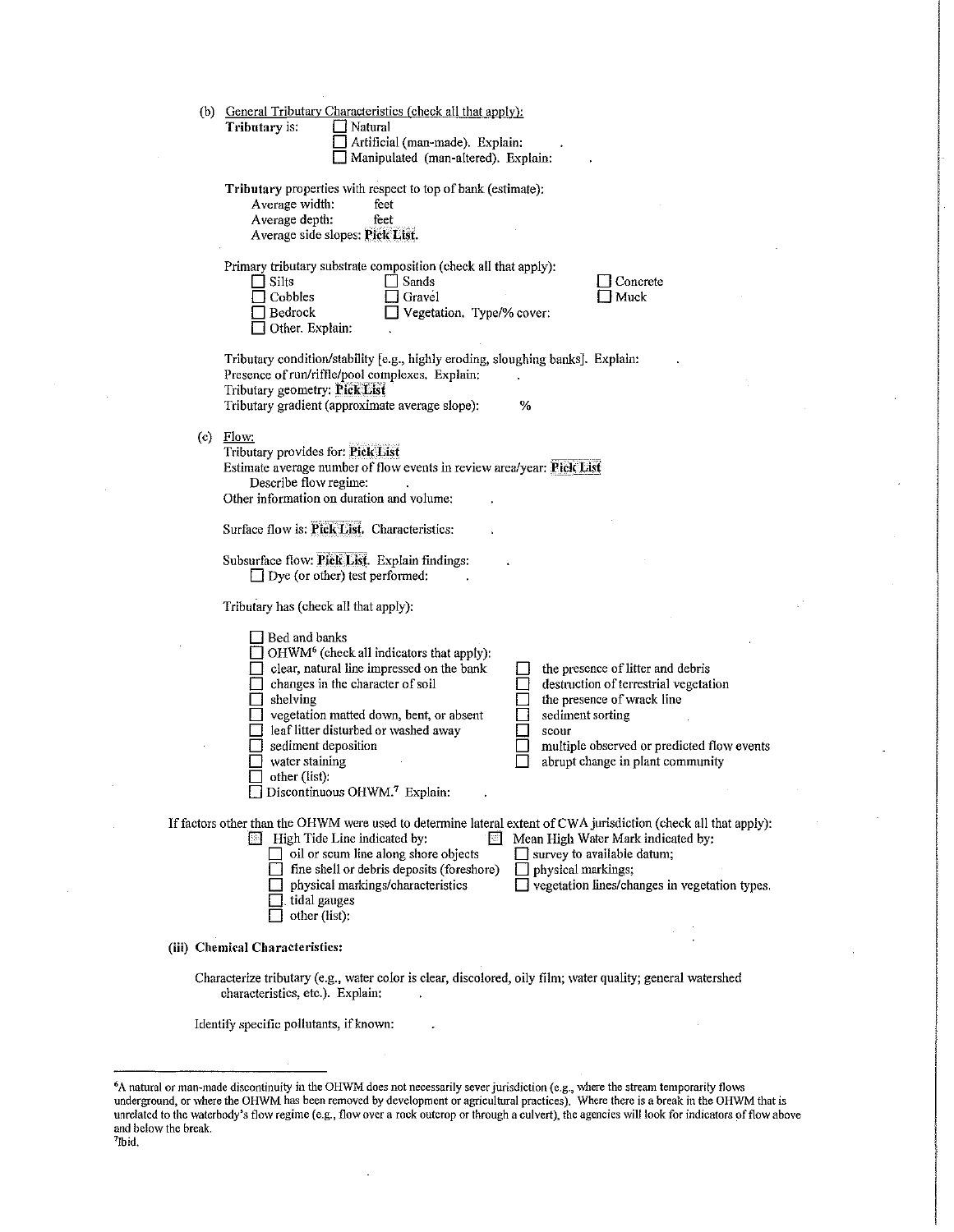(b) General Tributary Characteristics (check all that apply):

**Tributary** is: ☐ Natural
☐ Artificial (man-made). Explain: .
☐ Manipulated (man-altered). Explain: .

**Tributary** properties with respect to top of bank (estimate):
Average width: feet
Average depth: feet
Average side slopes: **Pick List.**

Primary tributary substrate composition (check all that apply):

☐ Silts ☐ Sands ☐ Concrete
☐ Cobbles ☐ Gravel ☐ Muck
☐ Bedrock ☐ Vegetation. Type/% cover:
☐ Other. Explain: .

Tributary condition/stability [e.g., highly eroding, sloughing banks]. Explain: .
Presence of run/riffle/pool complexes. Explain: .
Tributary geometry: **Pick List**
Tributary gradient (approximate average slope): %

(c) Flow:

Tributary provides for: **Pick List**
Estimate average number of flow events in review area/year: **Pick List**
Describe flow regime: .
Other information on duration and volume: .

Surface flow is: **Pick List.** Characteristics: .

Subsurface flow: **Pick List.** Explain findings: .
☐ Dye (or other) test performed: .

Tributary has (check all that apply):

☐ Bed and banks
☐ OHWM[6] (check all indicators that apply):
☐ clear, natural line impressed on the bank
☐ changes in the character of soil
☐ shelving
☐ vegetation matted down, bent, or absent
☐ leaf litter disturbed or washed away
☐ sediment deposition
☐ water staining
☐ other (list):
☐ the presence of litter and debris
☐ destruction of terrestrial vegetation
☐ the presence of wrack line
☐ sediment sorting
☐ scour
☐ multiple observed or predicted flow events
☐ abrupt change in plant community
☐ Discontinuous OHWM.[7] Explain: .

If factors other than the OHWM were used to determine lateral extent of CWA jurisdiction (check all that apply):

☐ High Tide Line indicated by:
☐ oil or scum line along shore objects
☐ fine shell or debris deposits (foreshore)
☐ physical markings/characteristics
☐ tidal gauges
☐ other (list):

☐ Mean High Water Mark indicated by:
☐ survey to available datum;
☐ physical markings;
☐ vegetation lines/changes in vegetation types.

**(iii) Chemical Characteristics:**

Characterize tributary (e.g., water color is clear, discolored, oily film; water quality; general watershed characteristics, etc.). Explain: .

Identify specific pollutants, if known: .

---

[6]A natural or man-made discontinuity in the OHWM does not necessarily sever jurisdiction (e.g., where the stream temporarily flows underground, or where the OHWM has been removed by development or agricultural practices). Where there is a break in the OHWM that is unrelated to the waterbody's flow regime (e.g., flow over a rock outcrop or through a culvert), the agencies will look for indicators of flow above and below the break.

[7]Ibid.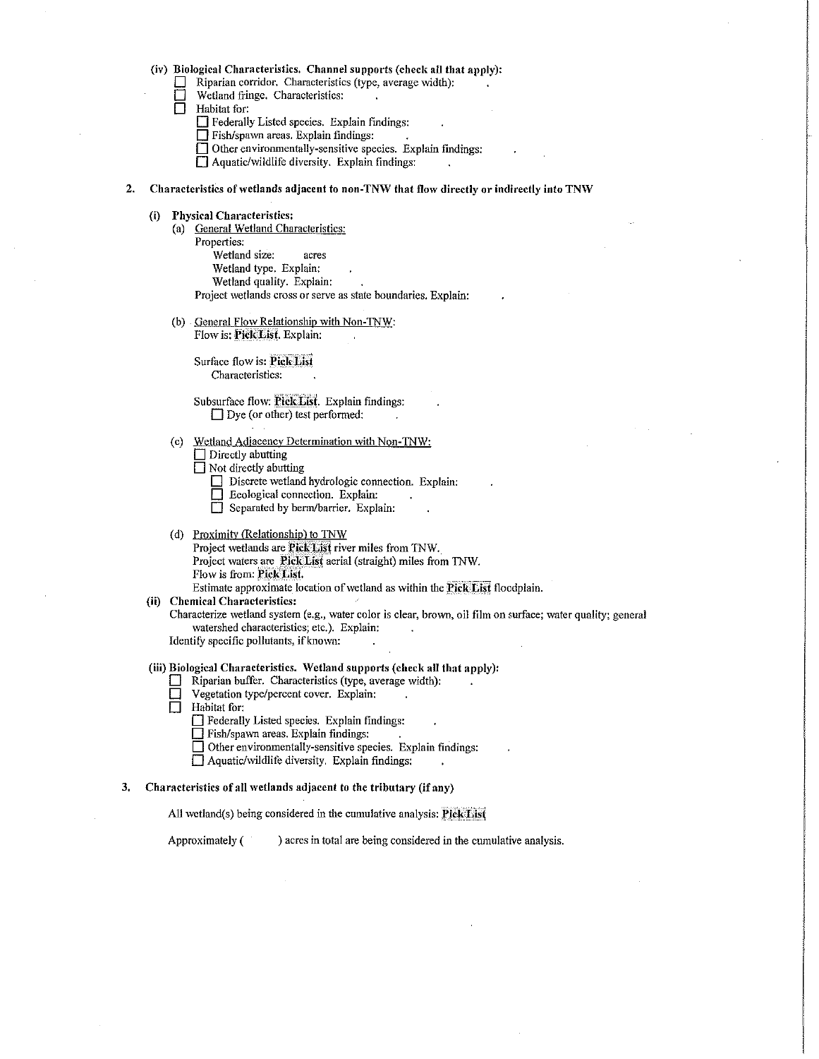**(iv) Biological Characteristics. Channel supports (check all that apply):**

- ☐ Riparian corridor. Characteristics (type, average width): .
- ☐ Wetland fringe. Characteristics: .
- ☐ Habitat for:
  - ☐ Federally Listed species. Explain findings: .
  - ☐ Fish/spawn areas. Explain findings: .
  - ☐ Other environmentally-sensitive species. Explain findings: .
  - ☐ Aquatic/wildlife diversity. Explain findings: .

**2. Characteristics of wetlands adjacent to non-TNW that flow directly or indirectly into TNW**

**(i) Physical Characteristics:**

(a) General Wetland Characteristics:

Properties:

Wetland size: acres

Wetland type. Explain: .

Wetland quality. Explain: .

Project wetlands cross or serve as state boundaries. Explain: .

(b) General Flow Relationship with Non-TNW:

Flow is: **Pick List**. Explain: .

Surface flow is: **Pick List**

Characteristics: .

Subsurface flow: **Pick List**. Explain findings: .

- ☐ Dye (or other) test performed: .

(c) Wetland Adjacency Determination with Non-TNW:

- ☐ Directly abutting
- ☐ Not directly abutting
  - ☐ Discrete wetland hydrologic connection. Explain: .
  - ☐ Ecological connection. Explain: .
  - ☐ Separated by berm/barrier. Explain: .

(d) Proximity (Relationship) to TNW

Project wetlands are **Pick List** river miles from TNW.

Project waters are **Pick List** aerial (straight) miles from TNW.

Flow is from: **Pick List**.

Estimate approximate location of wetland as within the **Pick List** floodplain.

**(ii) Chemical Characteristics:**

Characterize wetland system (e.g., water color is clear, brown, oil film on surface; water quality; general watershed characteristics; etc.). Explain: .

Identify specific pollutants, if known: .

**(iii) Biological Characteristics. Wetland supports (check all that apply):**

- ☐ Riparian buffer. Characteristics (type, average width): .
- ☐ Vegetation type/percent cover. Explain: .
- ☐ Habitat for:
  - ☐ Federally Listed species. Explain findings: .
  - ☐ Fish/spawn areas. Explain findings: .
  - ☐ Other environmentally-sensitive species. Explain findings: .
  - ☐ Aquatic/wildlife diversity. Explain findings: .

**3. Characteristics of all wetlands adjacent to the tributary (if any)**

All wetland(s) being considered in the cumulative analysis: **Pick List**

Approximately ( ) acres in total are being considered in the cumulative analysis.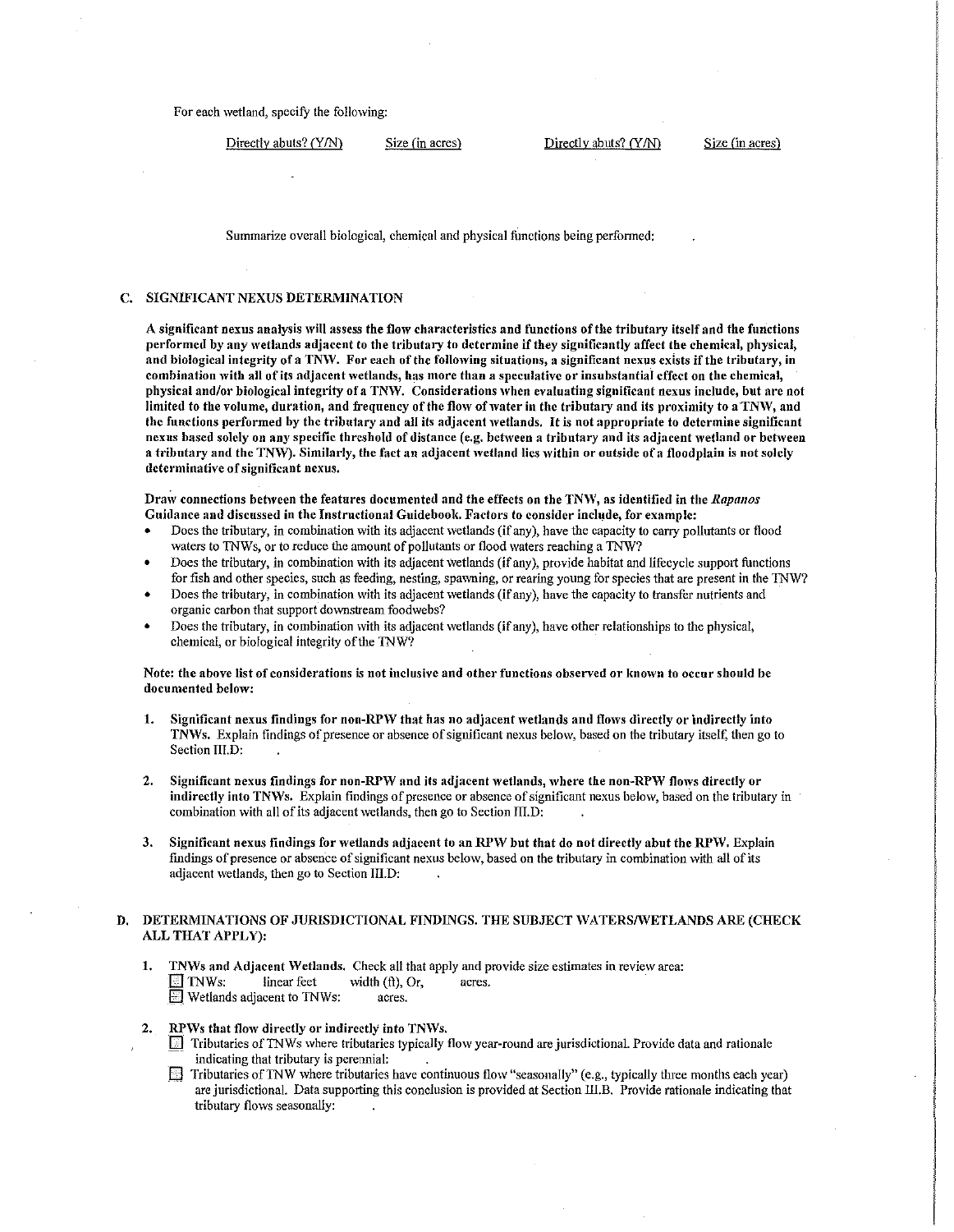For each wetland, specify the following:

| Directly abuts? (Y/N) | Size (in acres) | Directly abuts? (Y/N) | Size (in acres) |
|---|---|---|---|

Summarize overall biological, chemical and physical functions being performed:

## C. SIGNIFICANT NEXUS DETERMINATION

**A significant nexus analysis will assess the flow characteristics and functions of the tributary itself and the functions performed by any wetlands adjacent to the tributary to determine if they significantly affect the chemical, physical, and biological integrity of a TNW. For each of the following situations, a significant nexus exists if the tributary, in combination with all of its adjacent wetlands, has more than a speculative or insubstantial effect on the chemical, physical and/or biological integrity of a TNW. Considerations when evaluating significant nexus include, but are not limited to the volume, duration, and frequency of the flow of water in the tributary and its proximity to a TNW, and the functions performed by the tributary and all its adjacent wetlands. It is not appropriate to determine significant nexus based solely on any specific threshold of distance (e.g. between a tributary and its adjacent wetland or between a tributary and the TNW). Similarly, the fact an adjacent wetland lies within or outside of a floodplain is not solely determinative of significant nexus.**

**Draw connections between the features documented and the effects on the TNW, as identified in the *Rapanos* Guidance and discussed in the Instructional Guidebook. Factors to consider include, for example:**

- Does the tributary, in combination with its adjacent wetlands (if any), have the capacity to carry pollutants or flood waters to TNWs, or to reduce the amount of pollutants or flood waters reaching a TNW?
- Does the tributary, in combination with its adjacent wetlands (if any), provide habitat and lifecycle support functions for fish and other species, such as feeding, nesting, spawning, or rearing young for species that are present in the TNW?
- Does the tributary, in combination with its adjacent wetlands (if any), have the capacity to transfer nutrients and organic carbon that support downstream foodwebs?
- Does the tributary, in combination with its adjacent wetlands (if any), have other relationships to the physical, chemical, or biological integrity of the TNW?

**Note: the above list of considerations is not inclusive and other functions observed or known to occur should be documented below:**

1. **Significant nexus findings for non-RPW that has no adjacent wetlands and flows directly or indirectly into TNWs.** Explain findings of presence or absence of significant nexus below, based on the tributary itself, then go to Section III.D: .

2. **Significant nexus findings for non-RPW and its adjacent wetlands, where the non-RPW flows directly or indirectly into TNWs.** Explain findings of presence or absence of significant nexus below, based on the tributary in combination with all of its adjacent wetlands, then go to Section III.D: .

3. **Significant nexus findings for wetlands adjacent to an RPW but that do not directly abut the RPW.** Explain findings of presence or absence of significant nexus below, based on the tributary in combination with all of its adjacent wetlands, then go to Section III.D: .

## D. DETERMINATIONS OF JURISDICTIONAL FINDINGS. THE SUBJECT WATERS/WETLANDS ARE (CHECK ALL THAT APPLY):

1. **TNWs and Adjacent Wetlands.** Check all that apply and provide size estimates in review area:
   - ☐ TNWs: linear feet width (ft), Or, acres.
   - ☐ Wetlands adjacent to TNWs: acres.

2. **RPWs that flow directly or indirectly into TNWs.**
   - ☐ Tributaries of TNWs where tributaries typically flow year-round are jurisdictional. Provide data and rationale indicating that tributary is perennial: .
   - ☐ Tributaries of TNW where tributaries have continuous flow "seasonally" (e.g., typically three months each year) are jurisdictional. Data supporting this conclusion is provided at Section III.B. Provide rationale indicating that tributary flows seasonally: .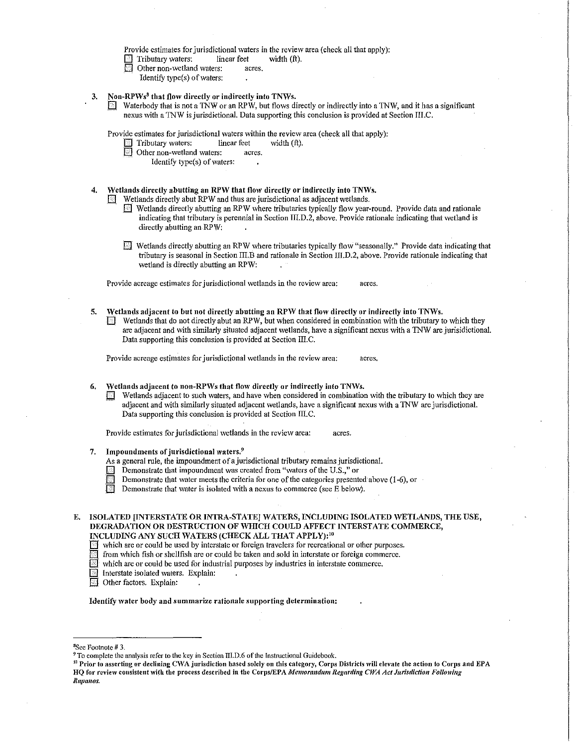Provide estimates for jurisdictional waters in the review area (check all that apply):

☐ Tributary waters: linear feet width (ft).

☐ Other non-wetland waters: acres.

Identify type(s) of waters: .

**3. Non-RPWs[8] that flow directly or indirectly into TNWs.**

☐ Waterbody that is not a TNW or an RPW, but flows directly or indirectly into a TNW, and it has a significant nexus with a TNW is jurisdictional. Data supporting this conclusion is provided at Section III.C.

Provide estimates for jurisdictional waters within the review area (check all that apply):

☐ Tributary waters: linear feet width (ft).

☐ Other non-wetland waters: acres.

Identify type(s) of waters: .

**4. Wetlands directly abutting an RPW that flow directly or indirectly into TNWs.**

☐ Wetlands directly abut RPW and thus are jurisdictional as adjacent wetlands.

☐ Wetlands directly abutting an RPW where tributaries typically flow year-round. Provide data and rationale indicating that tributary is perennial in Section III.D.2, above. Provide rationale indicating that wetland is directly abutting an RPW: .

☐ Wetlands directly abutting an RPW where tributaries typically flow "seasonally." Provide data indicating that tributary is seasonal in Section III.B and rationale in Section III.D.2, above. Provide rationale indicating that wetland is directly abutting an RPW: .

Provide acreage estimates for jurisdictional wetlands in the review area: acres.

**5. Wetlands adjacent to but not directly abutting an RPW that flow directly or indirectly into TNWs.**

☐ Wetlands that do not directly abut an RPW, but when considered in combination with the tributary to which they are adjacent and with similarly situated adjacent wetlands, have a significant nexus with a TNW are jurisidictional. Data supporting this conclusion is provided at Section III.C.

Provide acreage estimates for jurisdictional wetlands in the review area: acres.

**6. Wetlands adjacent to non-RPWs that flow directly or indirectly into TNWs.**

☐ Wetlands adjacent to such waters, and have when considered in combination with the tributary to which they are adjacent and with similarly situated adjacent wetlands, have a significant nexus with a TNW are jurisdictional. Data supporting this conclusion is provided at Section III.C.

Provide estimates for jurisdictional wetlands in the review area: acres.

**7. Impoundments of jurisdictional waters.[9]**

As a general rule, the impoundment of a jurisdictional tributary remains jurisdictional.

☐ Demonstrate that impoundment was created from "waters of the U.S.," or

☐ Demonstrate that water meets the criteria for one of the categories presented above (1-6), or

☐ Demonstrate that water is isolated with a nexus to commerce (see E below).

**E. ISOLATED [INTERSTATE OR INTRA-STATE] WATERS, INCLUDING ISOLATED WETLANDS, THE USE, DEGRADATION OR DESTRUCTION OF WHICH COULD AFFECT INTERSTATE COMMERCE, INCLUDING ANY SUCH WATERS (CHECK ALL THAT APPLY):[10]**

☐ which are or could be used by interstate or foreign travelers for recreational or other purposes.

☐ from which fish or shellfish are or could be taken and sold in interstate or foreign commerce.

☐ which are or could be used for industrial purposes by industries in interstate commerce.

☐ Interstate isolated waters. Explain: .

☐ Other factors. Explain: .

**Identify water body and summarize rationale supporting determination:** .

---

[8] See Footnote # 3.

[9] To complete the analysis refer to the key in Section III.D.6 of the Instructional Guidebook.

[10] **Prior to asserting or declining CWA jurisdiction based solely on this category, Corps Districts will elevate the action to Corps and EPA HQ for review consistent with the process described in the Corps/EPA** ***Memorandum Regarding CWA Act Jurisdiction Following Rapanos.***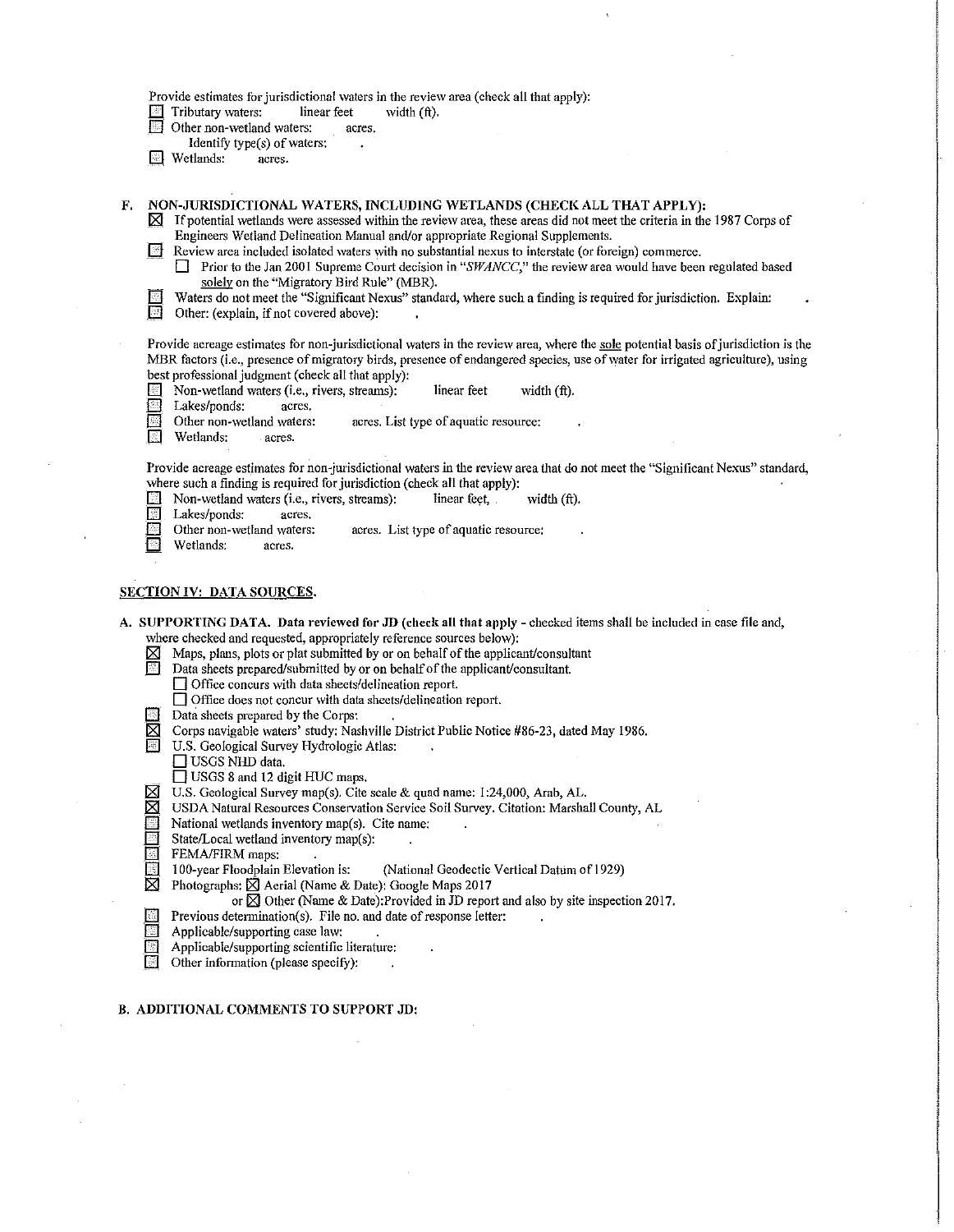Provide estimates for jurisdictional waters in the review area (check all that apply):

- ☐ Tributary waters: linear feet width (ft).
- ☐ Other non-wetland waters: acres.
  - Identify type(s) of waters: .
- ☐ Wetlands: acres.

**F. NON-JURISDICTIONAL WATERS, INCLUDING WETLANDS (CHECK ALL THAT APPLY):**

- ☒ If potential wetlands were assessed within the review area, these areas did not meet the criteria in the 1987 Corps of Engineers Wetland Delineation Manual and/or appropriate Regional Supplements.
- ☐ Review area included isolated waters with no substantial nexus to interstate (or foreign) commerce.
  - ☐ Prior to the Jan 2001 Supreme Court decision in "*SWANCC*," the review area would have been regulated based solely on the "Migratory Bird Rule" (MBR).
- ☐ Waters do not meet the "Significant Nexus" standard, where such a finding is required for jurisdiction. Explain: .
- ☐ Other: (explain, if not covered above): .

Provide acreage estimates for non-jurisdictional waters in the review area, where the sole potential basis of jurisdiction is the MBR factors (i.e., presence of migratory birds, presence of endangered species, use of water for irrigated agriculture), using best professional judgment (check all that apply):

- ☐ Non-wetland waters (i.e., rivers, streams): linear feet width (ft).
- ☐ Lakes/ponds: acres.
- ☐ Other non-wetland waters: acres. List type of aquatic resource: .
- ☐ Wetlands: acres.

Provide acreage estimates for non-jurisdictional waters in the review area that do not meet the "Significant Nexus" standard, where such a finding is required for jurisdiction (check all that apply):

- ☐ Non-wetland waters (i.e., rivers, streams): linear feet, width (ft).
- ☐ Lakes/ponds: acres.
- ☐ Other non-wetland waters: acres. List type of aquatic resource: .
- ☐ Wetlands: acres.

## SECTION IV: DATA SOURCES.

**A. SUPPORTING DATA. Data reviewed for JD (check all that apply** - checked items shall be included in case file and, where checked and requested, appropriately reference sources below):

- ☒ Maps, plans, plots or plat submitted by or on behalf of the applicant/consultant
- ☐ Data sheets prepared/submitted by or on behalf of the applicant/consultant.
  - ☐ Office concurs with data sheets/delineation report.
  - ☐ Office does not concur with data sheets/delineation report.
- ☐ Data sheets prepared by the Corps: .
- ☒ Corps navigable waters' study: Nashville District Public Notice #86-23, dated May 1986.
- ☐ U.S. Geological Survey Hydrologic Atlas: .
  - ☐ USGS NHD data.
  - ☐ USGS 8 and 12 digit HUC maps.
- ☒ U.S. Geological Survey map(s). Cite scale & quad name: 1:24,000, Arab, AL.
- ☒ USDA Natural Resources Conservation Service Soil Survey. Citation: Marshall County, AL
- ☐ National wetlands inventory map(s). Cite name: .
- ☐ State/Local wetland inventory map(s): .
- ☐ FEMA/FIRM maps: .
- ☐ 100-year Floodplain Elevation is: (National Geodectic Vertical Datum of 1929)
- ☒ Photographs: ☒ Aerial (Name & Date): Google Maps 2017
  - or ☒ Other (Name & Date):Provided in JD report and also by site inspection 2017.
- ☐ Previous determination(s). File no. and date of response letter: .
- ☐ Applicable/supporting case law: .
- ☐ Applicable/supporting scientific literature: .
- ☐ Other information (please specify): .

**B. ADDITIONAL COMMENTS TO SUPPORT JD:**